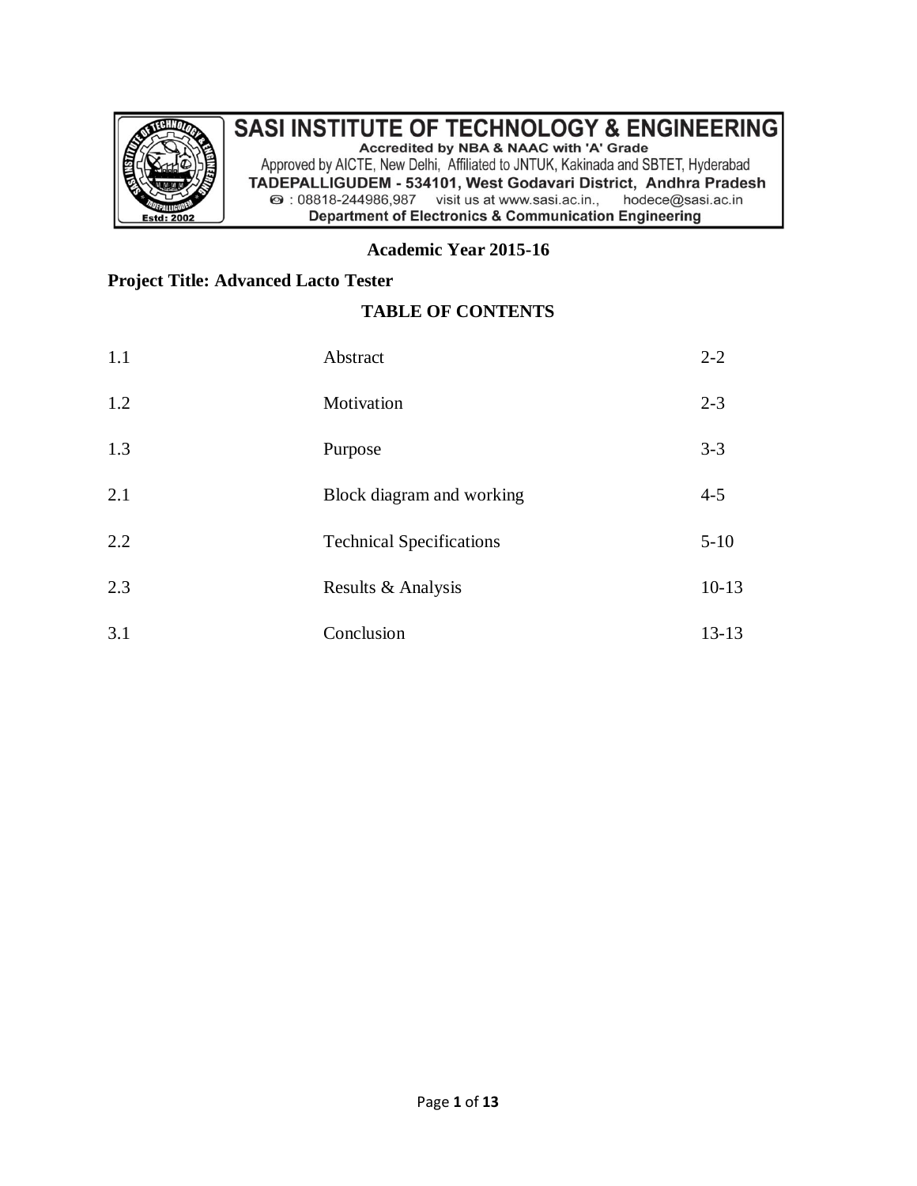# SASI INSTITUTE OF TECHNOLOGY & ENGINEERING

Accredited by NBA & NAAC with 'A' Grade

Approved by AICTE, New Delhi, Affiliated to JNTUK, Kakinada and SBTET, Hyderabad

TADEPALLIGUDEM - 534101, West Godavari District, Andhra Pradesh

☎ : 08818-244986,987 visit us at www.sasi.ac.in., hodece@sasi.ac.in

Department of Electronics & Communication Engineering

**Academic Year 2015-16**

**Project Title: Advanced Lacto Tester**

## TABLE OF CONTENTS

| | | |
|---|---|---|
| 1.1 | Abstract | 2-2 |
| 1.2 | Motivation | 2-3 |
| 1.3 | Purpose | 3-3 |
| 2.1 | Block diagram and working | 4-5 |
| 2.2 | Technical Specifications | 5-10 |
| 2.3 | Results & Analysis | 10-13 |
| 3.1 | Conclusion | 13-13 |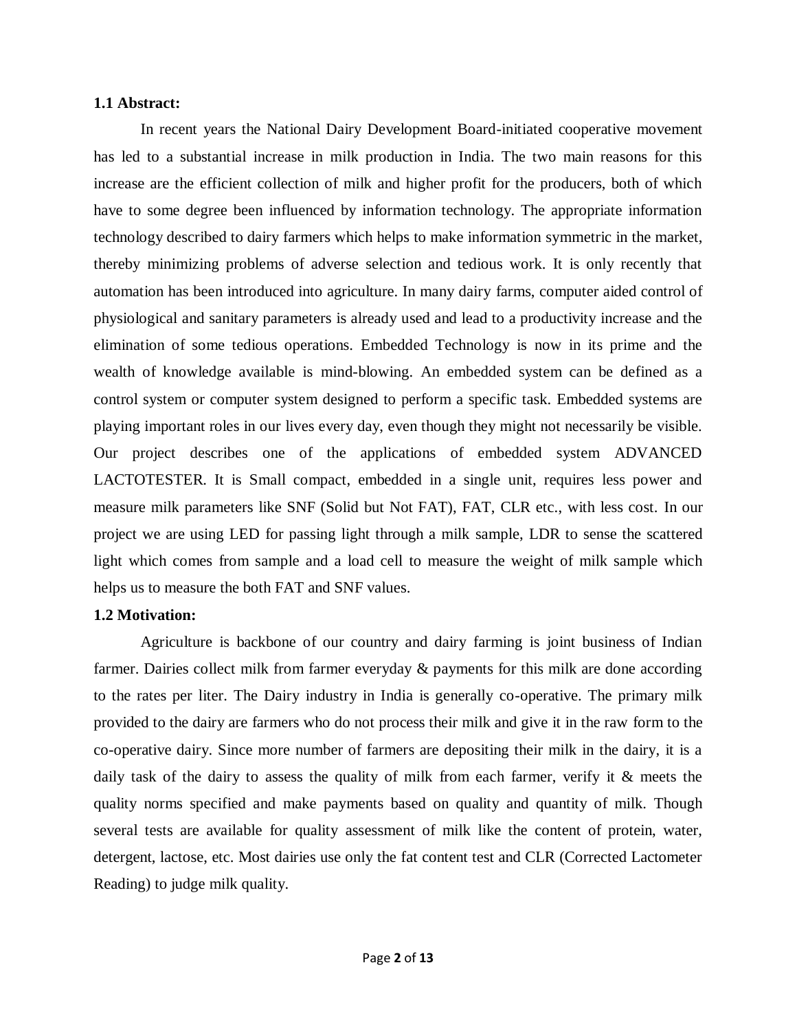### 1.1 Abstract:

In recent years the National Dairy Development Board-initiated cooperative movement has led to a substantial increase in milk production in India. The two main reasons for this increase are the efficient collection of milk and higher profit for the producers, both of which have to some degree been influenced by information technology. The appropriate information technology described to dairy farmers which helps to make information symmetric in the market, thereby minimizing problems of adverse selection and tedious work. It is only recently that automation has been introduced into agriculture. In many dairy farms, computer aided control of physiological and sanitary parameters is already used and lead to a productivity increase and the elimination of some tedious operations. Embedded Technology is now in its prime and the wealth of knowledge available is mind-blowing. An embedded system can be defined as a control system or computer system designed to perform a specific task. Embedded systems are playing important roles in our lives every day, even though they might not necessarily be visible. Our project describes one of the applications of embedded system ADVANCED LACTOTESTER. It is Small compact, embedded in a single unit, requires less power and measure milk parameters like SNF (Solid but Not FAT), FAT, CLR etc., with less cost. In our project we are using LED for passing light through a milk sample, LDR to sense the scattered light which comes from sample and a load cell to measure the weight of milk sample which helps us to measure the both FAT and SNF values.

### 1.2 Motivation:

Agriculture is backbone of our country and dairy farming is joint business of Indian farmer. Dairies collect milk from farmer everyday & payments for this milk are done according to the rates per liter. The Dairy industry in India is generally co-operative. The primary milk provided to the dairy are farmers who do not process their milk and give it in the raw form to the co-operative dairy. Since more number of farmers are depositing their milk in the dairy, it is a daily task of the dairy to assess the quality of milk from each farmer, verify it & meets the quality norms specified and make payments based on quality and quantity of milk. Though several tests are available for quality assessment of milk like the content of protein, water, detergent, lactose, etc. Most dairies use only the fat content test and CLR (Corrected Lactometer Reading) to judge milk quality.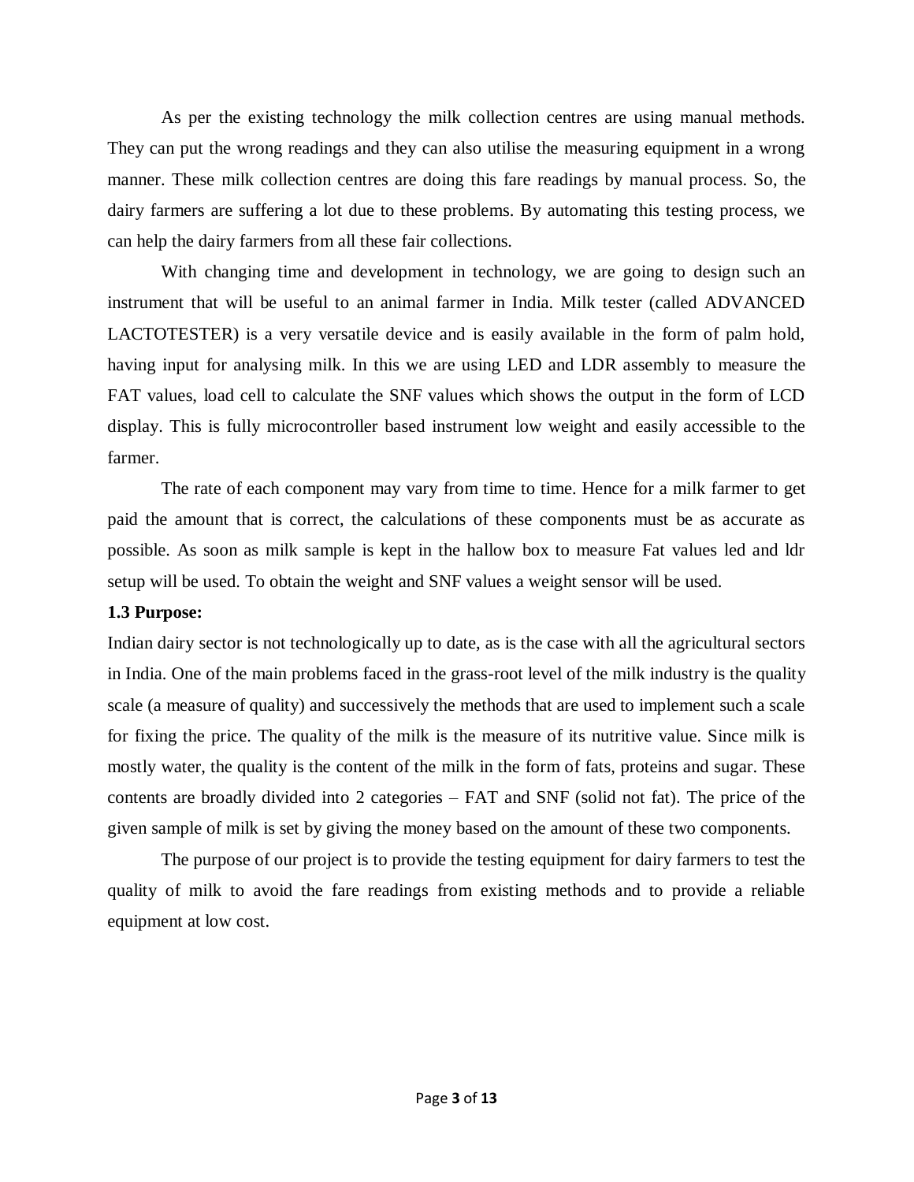As per the existing technology the milk collection centres are using manual methods. They can put the wrong readings and they can also utilise the measuring equipment in a wrong manner. These milk collection centres are doing this fare readings by manual process. So, the dairy farmers are suffering a lot due to these problems. By automating this testing process, we can help the dairy farmers from all these fair collections.

With changing time and development in technology, we are going to design such an instrument that will be useful to an animal farmer in India. Milk tester (called ADVANCED LACTOTESTER) is a very versatile device and is easily available in the form of palm hold, having input for analysing milk. In this we are using LED and LDR assembly to measure the FAT values, load cell to calculate the SNF values which shows the output in the form of LCD display. This is fully microcontroller based instrument low weight and easily accessible to the farmer.

The rate of each component may vary from time to time. Hence for a milk farmer to get paid the amount that is correct, the calculations of these components must be as accurate as possible. As soon as milk sample is kept in the hallow box to measure Fat values led and ldr setup will be used. To obtain the weight and SNF values a weight sensor will be used.

**1.3 Purpose:**

Indian dairy sector is not technologically up to date, as is the case with all the agricultural sectors in India. One of the main problems faced in the grass-root level of the milk industry is the quality scale (a measure of quality) and successively the methods that are used to implement such a scale for fixing the price. The quality of the milk is the measure of its nutritive value. Since milk is mostly water, the quality is the content of the milk in the form of fats, proteins and sugar. These contents are broadly divided into 2 categories – FAT and SNF (solid not fat). The price of the given sample of milk is set by giving the money based on the amount of these two components.

The purpose of our project is to provide the testing equipment for dairy farmers to test the quality of milk to avoid the fare readings from existing methods and to provide a reliable equipment at low cost.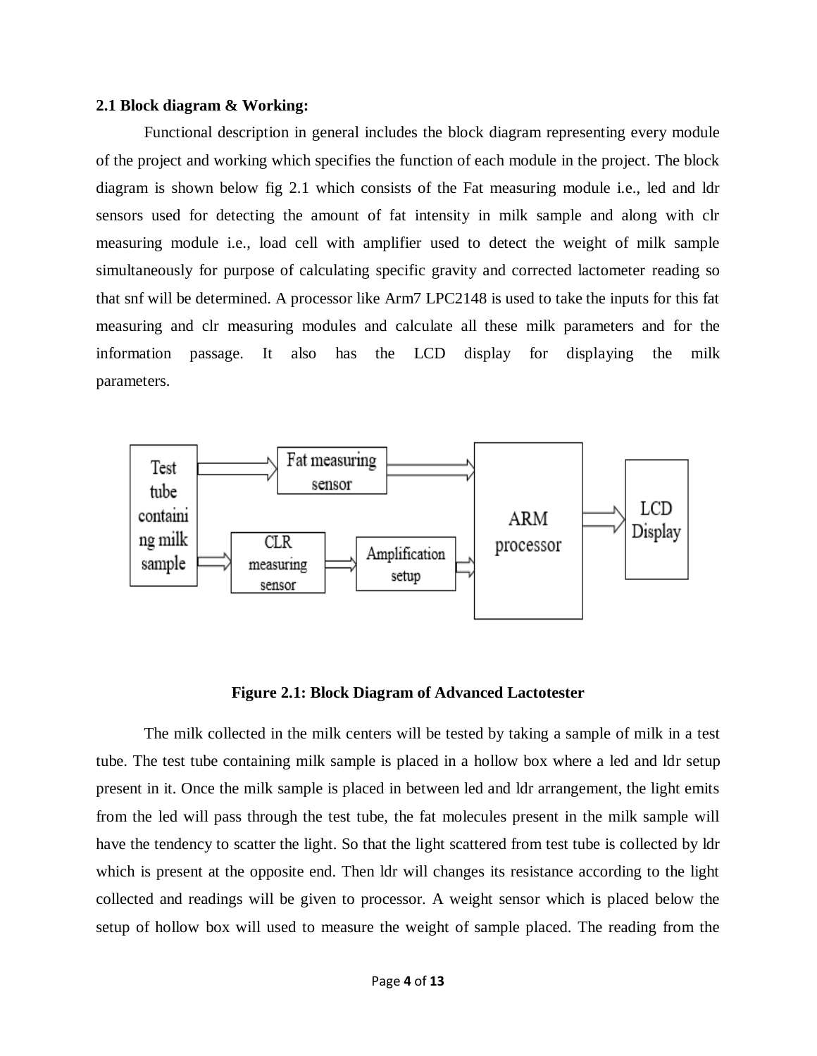### 2.1 Block diagram & Working:

Functional description in general includes the block diagram representing every module of the project and working which specifies the function of each module in the project. The block diagram is shown below fig 2.1 which consists of the Fat measuring module i.e., led and ldr sensors used for detecting the amount of fat intensity in milk sample and along with clr measuring module i.e., load cell with amplifier used to detect the weight of milk sample simultaneously for purpose of calculating specific gravity and corrected lactometer reading so that snf will be determined. A processor like Arm7 LPC2148 is used to take the inputs for this fat measuring and clr measuring modules and calculate all these milk parameters and for the information passage. It also has the LCD display for displaying the milk parameters.

**Figure 2.1: Block Diagram of Advanced Lactotester**

The milk collected in the milk centers will be tested by taking a sample of milk in a test tube. The test tube containing milk sample is placed in a hollow box where a led and ldr setup present in it. Once the milk sample is placed in between led and ldr arrangement, the light emits from the led will pass through the test tube, the fat molecules present in the milk sample will have the tendency to scatter the light. So that the light scattered from test tube is collected by ldr which is present at the opposite end. Then ldr will changes its resistance according to the light collected and readings will be given to processor. A weight sensor which is placed below the setup of hollow box will used to measure the weight of sample placed. The reading from the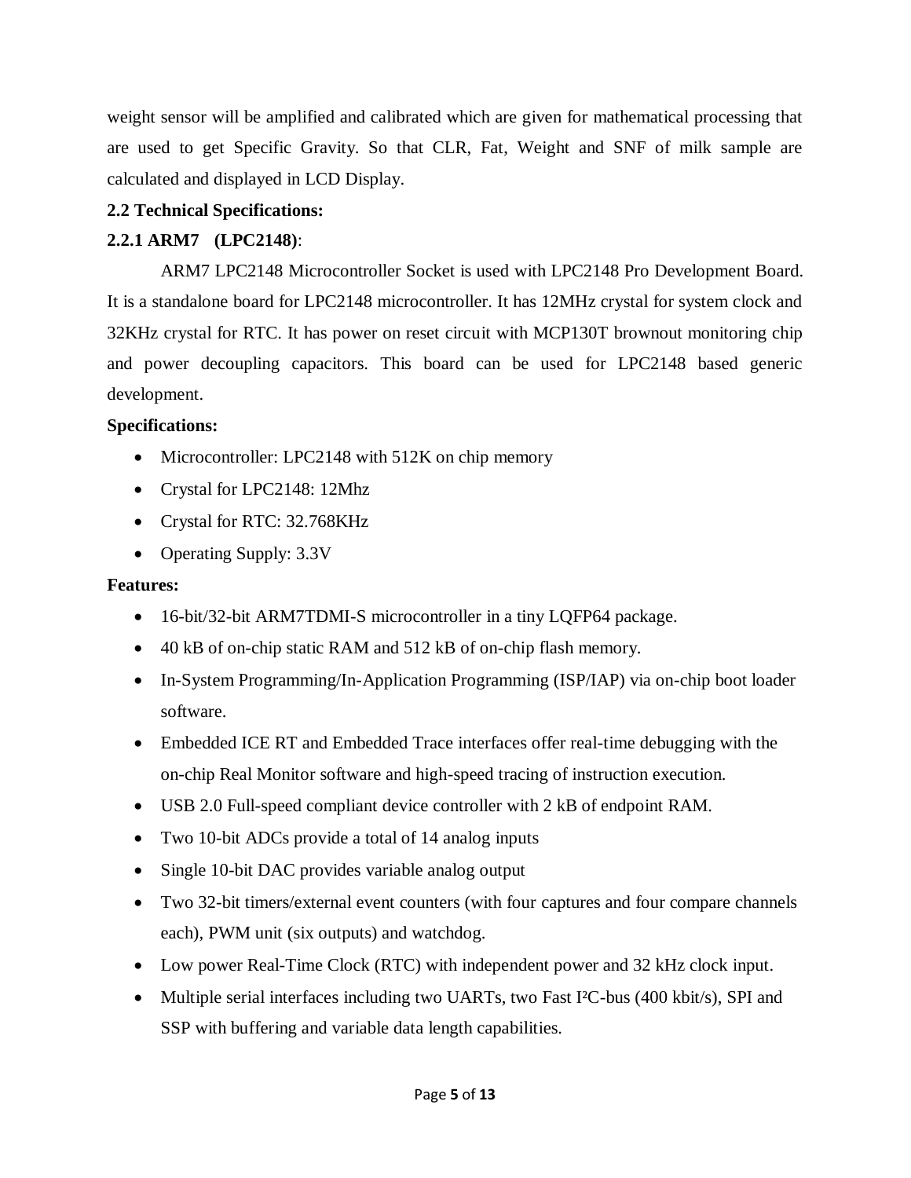weight sensor will be amplified and calibrated which are given for mathematical processing that are used to get Specific Gravity. So that CLR, Fat, Weight and SNF of milk sample are calculated and displayed in LCD Display.

**2.2 Technical Specifications:**

**2.2.1 ARM7 (LPC2148)**:

ARM7 LPC2148 Microcontroller Socket is used with LPC2148 Pro Development Board. It is a standalone board for LPC2148 microcontroller. It has 12MHz crystal for system clock and 32KHz crystal for RTC. It has power on reset circuit with MCP130T brownout monitoring chip and power decoupling capacitors. This board can be used for LPC2148 based generic development.

**Specifications:**

- Microcontroller: LPC2148 with 512K on chip memory
- Crystal for LPC2148: 12Mhz
- Crystal for RTC: 32.768KHz
- Operating Supply: 3.3V

**Features:**

- 16-bit/32-bit ARM7TDMI-S microcontroller in a tiny LQFP64 package.
- 40 kB of on-chip static RAM and 512 kB of on-chip flash memory.
- In-System Programming/In-Application Programming (ISP/IAP) via on-chip boot loader software.
- Embedded ICE RT and Embedded Trace interfaces offer real-time debugging with the on-chip Real Monitor software and high-speed tracing of instruction execution.
- USB 2.0 Full-speed compliant device controller with 2 kB of endpoint RAM.
- Two 10-bit ADCs provide a total of 14 analog inputs
- Single 10-bit DAC provides variable analog output
- Two 32-bit timers/external event counters (with four captures and four compare channels each), PWM unit (six outputs) and watchdog.
- Low power Real-Time Clock (RTC) with independent power and 32 kHz clock input.
- Multiple serial interfaces including two UARTs, two Fast I²C-bus (400 kbit/s), SPI and SSP with buffering and variable data length capabilities.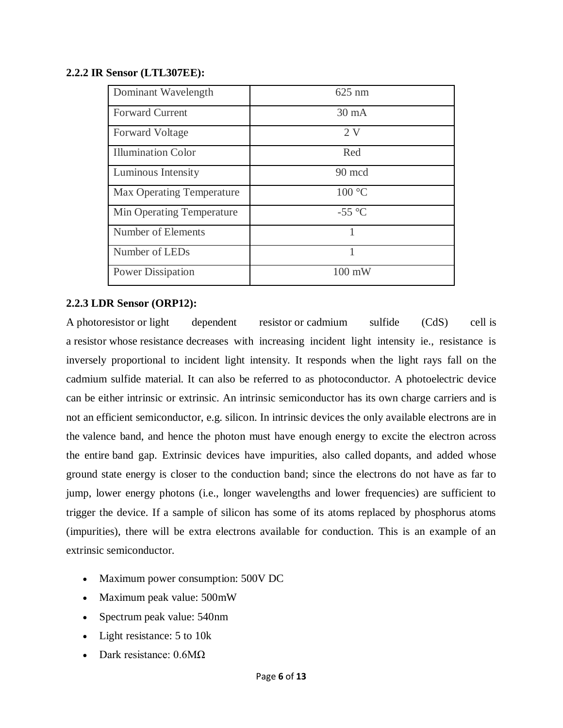### 2.2.2 IR Sensor (LTL307EE):

| Dominant Wavelength | 625 nm |
|---|---|
| Forward Current | 30 mA |
| Forward Voltage | 2 V |
| Illumination Color | Red |
| Luminous Intensity | 90 mcd |
| Max Operating Temperature | 100 °C |
| Min Operating Temperature | -55 °C |
| Number of Elements | 1 |
| Number of LEDs | 1 |
| Power Dissipation | 100 mW |

### 2.2.3 LDR Sensor (ORP12):

A photoresistor or light dependent resistor or cadmium sulfide (CdS) cell is a resistor whose resistance decreases with increasing incident light intensity ie., resistance is inversely proportional to incident light intensity. It responds when the light rays fall on the cadmium sulfide material. It can also be referred to as photoconductor. A photoelectric device can be either intrinsic or extrinsic. An intrinsic semiconductor has its own charge carriers and is not an efficient semiconductor, e.g. silicon. In intrinsic devices the only available electrons are in the valence band, and hence the photon must have enough energy to excite the electron across the entire band gap. Extrinsic devices have impurities, also called dopants, and added whose ground state energy is closer to the conduction band; since the electrons do not have as far to jump, lower energy photons (i.e., longer wavelengths and lower frequencies) are sufficient to trigger the device. If a sample of silicon has some of its atoms replaced by phosphorus atoms (impurities), there will be extra electrons available for conduction. This is an example of an extrinsic semiconductor.

- Maximum power consumption: 500V DC
- Maximum peak value: 500mW
- Spectrum peak value: 540nm
- Light resistance: 5 to 10k
- Dark resistance: 0.6MΩ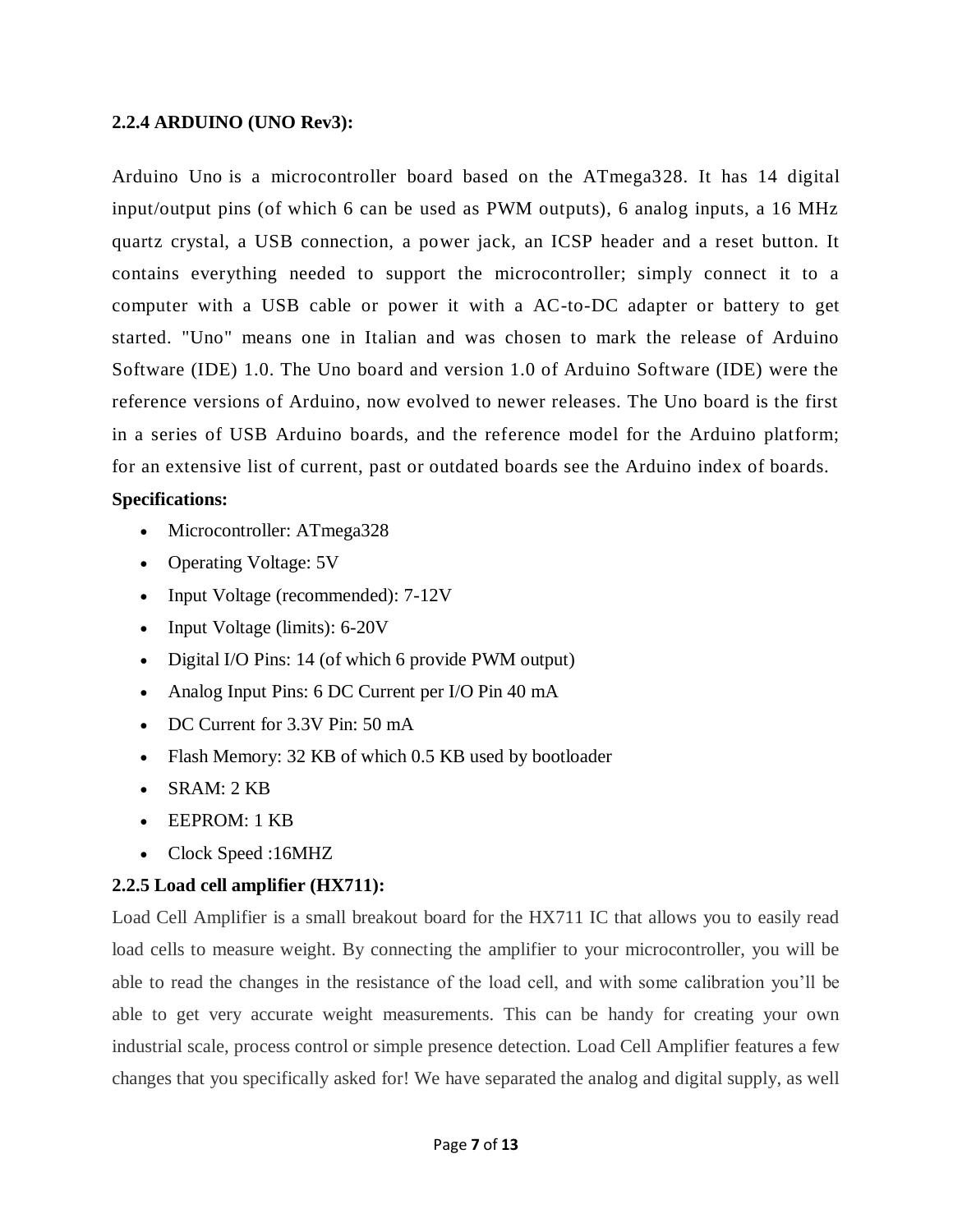### 2.2.4 ARDUINO (UNO Rev3):

Arduino Uno is a microcontroller board based on the ATmega328. It has 14 digital input/output pins (of which 6 can be used as PWM outputs), 6 analog inputs, a 16 MHz quartz crystal, a USB connection, a power jack, an ICSP header and a reset button. It contains everything needed to support the microcontroller; simply connect it to a computer with a USB cable or power it with a AC-to-DC adapter or battery to get started. "Uno" means one in Italian and was chosen to mark the release of Arduino Software (IDE) 1.0. The Uno board and version 1.0 of Arduino Software (IDE) were the reference versions of Arduino, now evolved to newer releases. The Uno board is the first in a series of USB Arduino boards, and the reference model for the Arduino platform; for an extensive list of current, past or outdated boards see the Arduino index of boards.

**Specifications:**

- Microcontroller: ATmega328
- Operating Voltage: 5V
- Input Voltage (recommended): 7-12V
- Input Voltage (limits): 6-20V
- Digital I/O Pins: 14 (of which 6 provide PWM output)
- Analog Input Pins: 6 DC Current per I/O Pin 40 mA
- DC Current for 3.3V Pin: 50 mA
- Flash Memory: 32 KB of which 0.5 KB used by bootloader
- SRAM: 2 KB
- EEPROM: 1 KB
- Clock Speed :16MHZ

### 2.2.5 Load cell amplifier (HX711):

Load Cell Amplifier is a small breakout board for the HX711 IC that allows you to easily read load cells to measure weight. By connecting the amplifier to your microcontroller, you will be able to read the changes in the resistance of the load cell, and with some calibration you'll be able to get very accurate weight measurements. This can be handy for creating your own industrial scale, process control or simple presence detection. Load Cell Amplifier features a few changes that you specifically asked for! We have separated the analog and digital supply, as well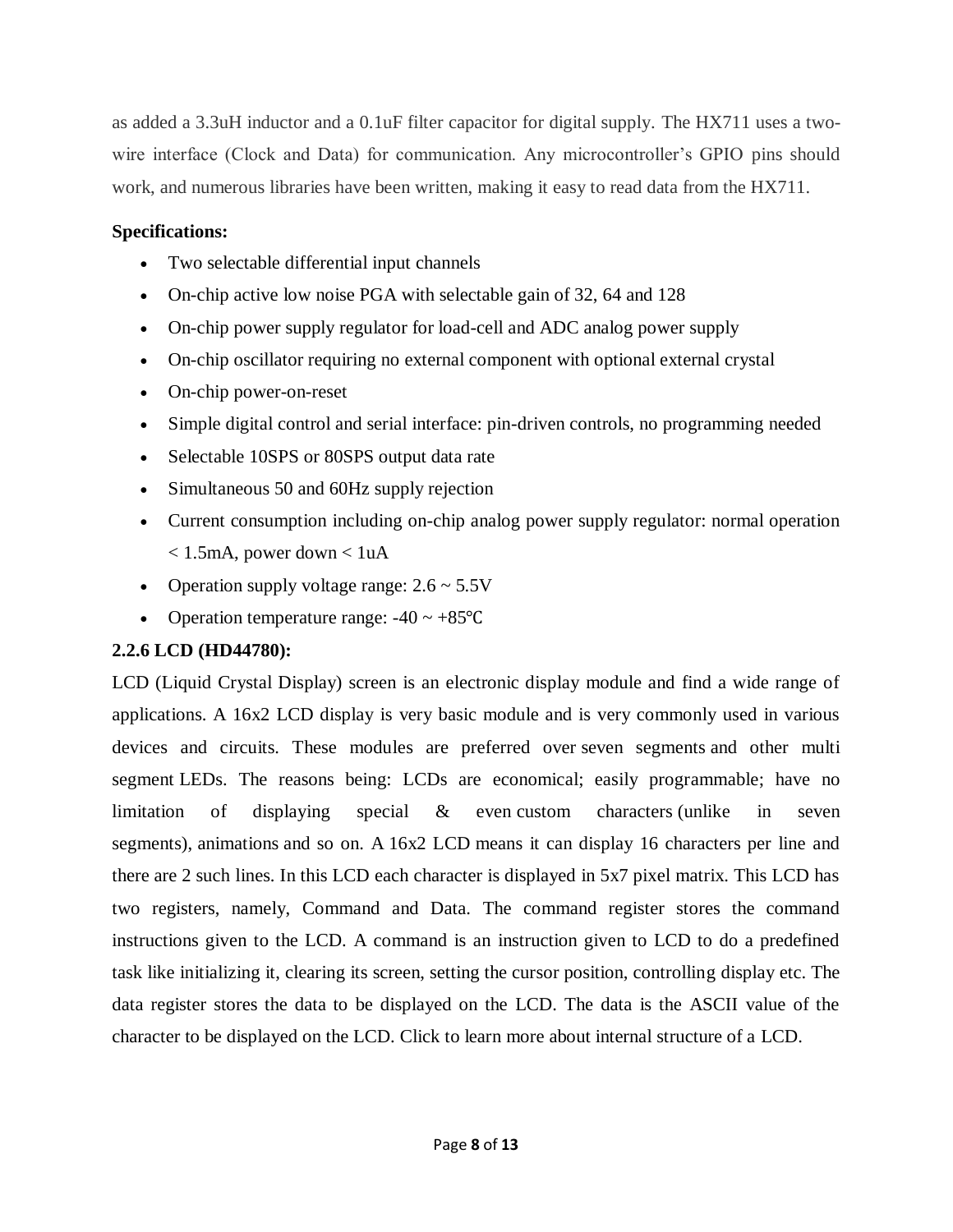as added a 3.3uH inductor and a 0.1uF filter capacitor for digital supply. The HX711 uses a two-wire interface (Clock and Data) for communication. Any microcontroller's GPIO pins should work, and numerous libraries have been written, making it easy to read data from the HX711.

**Specifications:**

- Two selectable differential input channels
- On-chip active low noise PGA with selectable gain of 32, 64 and 128
- On-chip power supply regulator for load-cell and ADC analog power supply
- On-chip oscillator requiring no external component with optional external crystal
- On-chip power-on-reset
- Simple digital control and serial interface: pin-driven controls, no programming needed
- Selectable 10SPS or 80SPS output data rate
- Simultaneous 50 and 60Hz supply rejection
- Current consumption including on-chip analog power supply regulator: normal operation < 1.5mA, power down < 1uA
- Operation supply voltage range: 2.6 ~ 5.5V
- Operation temperature range: -40 ~ +85℃

### 2.2.6 LCD (HD44780):

LCD (Liquid Crystal Display) screen is an electronic display module and find a wide range of applications. A 16x2 LCD display is very basic module and is very commonly used in various devices and circuits. These modules are preferred over seven segments and other multi segment LEDs. The reasons being: LCDs are economical; easily programmable; have no limitation of displaying special & even custom characters (unlike in seven segments), animations and so on. A 16x2 LCD means it can display 16 characters per line and there are 2 such lines. In this LCD each character is displayed in 5x7 pixel matrix. This LCD has two registers, namely, Command and Data. The command register stores the command instructions given to the LCD. A command is an instruction given to LCD to do a predefined task like initializing it, clearing its screen, setting the cursor position, controlling display etc. The data register stores the data to be displayed on the LCD. The data is the ASCII value of the character to be displayed on the LCD. Click to learn more about internal structure of a LCD.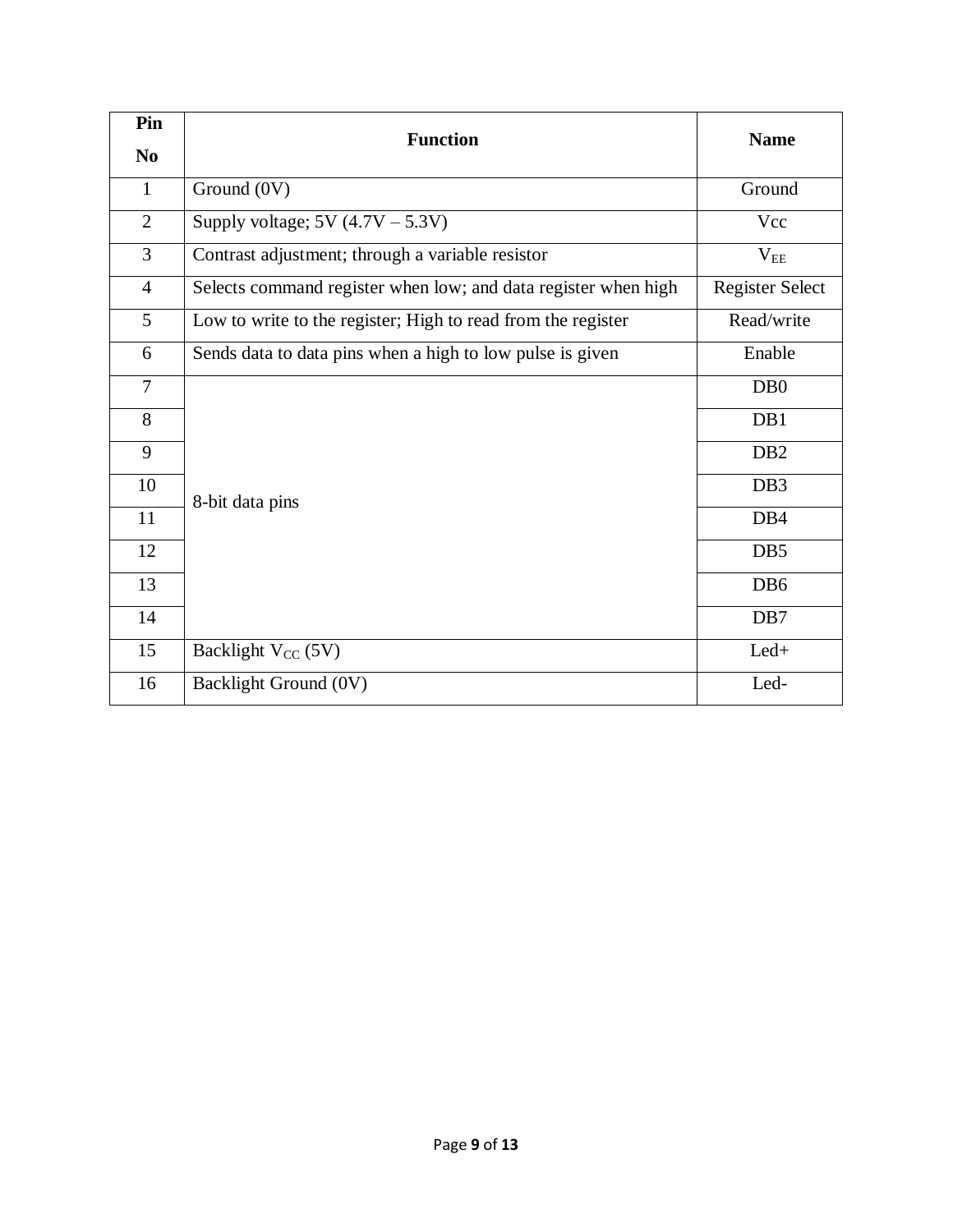| Pin No | Function | Name |
| --- | --- | --- |
| 1 | Ground (0V) | Ground |
| 2 | Supply voltage; 5V (4.7V – 5.3V) | Vcc |
| 3 | Contrast adjustment; through a variable resistor | $V_{EE}$ |
| 4 | Selects command register when low; and data register when high | Register Select |
| 5 | Low to write to the register; High to read from the register | Read/write |
| 6 | Sends data to data pins when a high to low pulse is given | Enable |
| 7 | 8-bit data pins | DB0 |
| 8 | | DB1 |
| 9 | | DB2 |
| 10 | | DB3 |
| 11 | | DB4 |
| 12 | | DB5 |
| 13 | | DB6 |
| 14 | | DB7 |
| 15 | Backlight $V_{CC}$ (5V) | Led+ |
| 16 | Backlight Ground (0V) | Led- |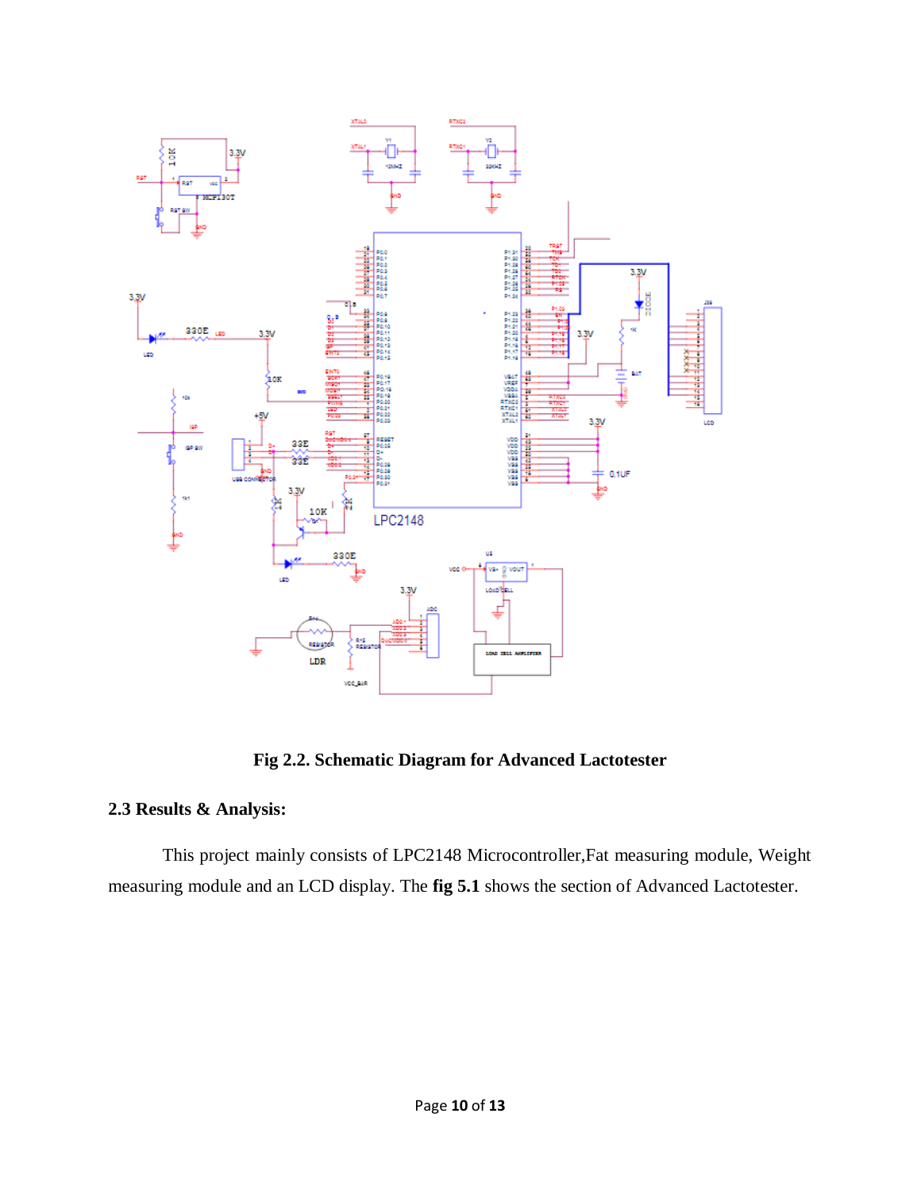Fig 2.2. Schematic Diagram for Advanced Lactotester

## 2.3 Results & Analysis:

This project mainly consists of LPC2148 Microcontroller,Fat measuring module, Weight measuring module and an LCD display. The **fig 5.1** shows the section of Advanced Lactotester.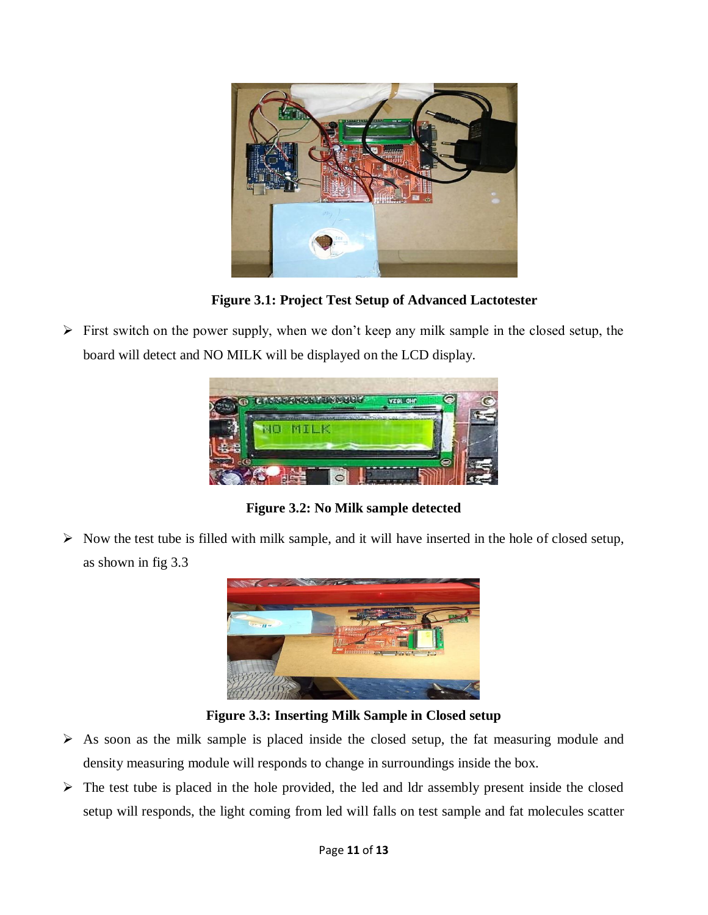**Figure 3.1: Project Test Setup of Advanced Lactotester**

- First switch on the power supply, when we don't keep any milk sample in the closed setup, the board will detect and NO MILK will be displayed on the LCD display.

**Figure 3.2: No Milk sample detected**

- Now the test tube is filled with milk sample, and it will have inserted in the hole of closed setup, as shown in fig 3.3

**Figure 3.3: Inserting Milk Sample in Closed setup**

- As soon as the milk sample is placed inside the closed setup, the fat measuring module and density measuring module will responds to change in surroundings inside the box.
- The test tube is placed in the hole provided, the led and ldr assembly present inside the closed setup will responds, the light coming from led will falls on test sample and fat molecules scatter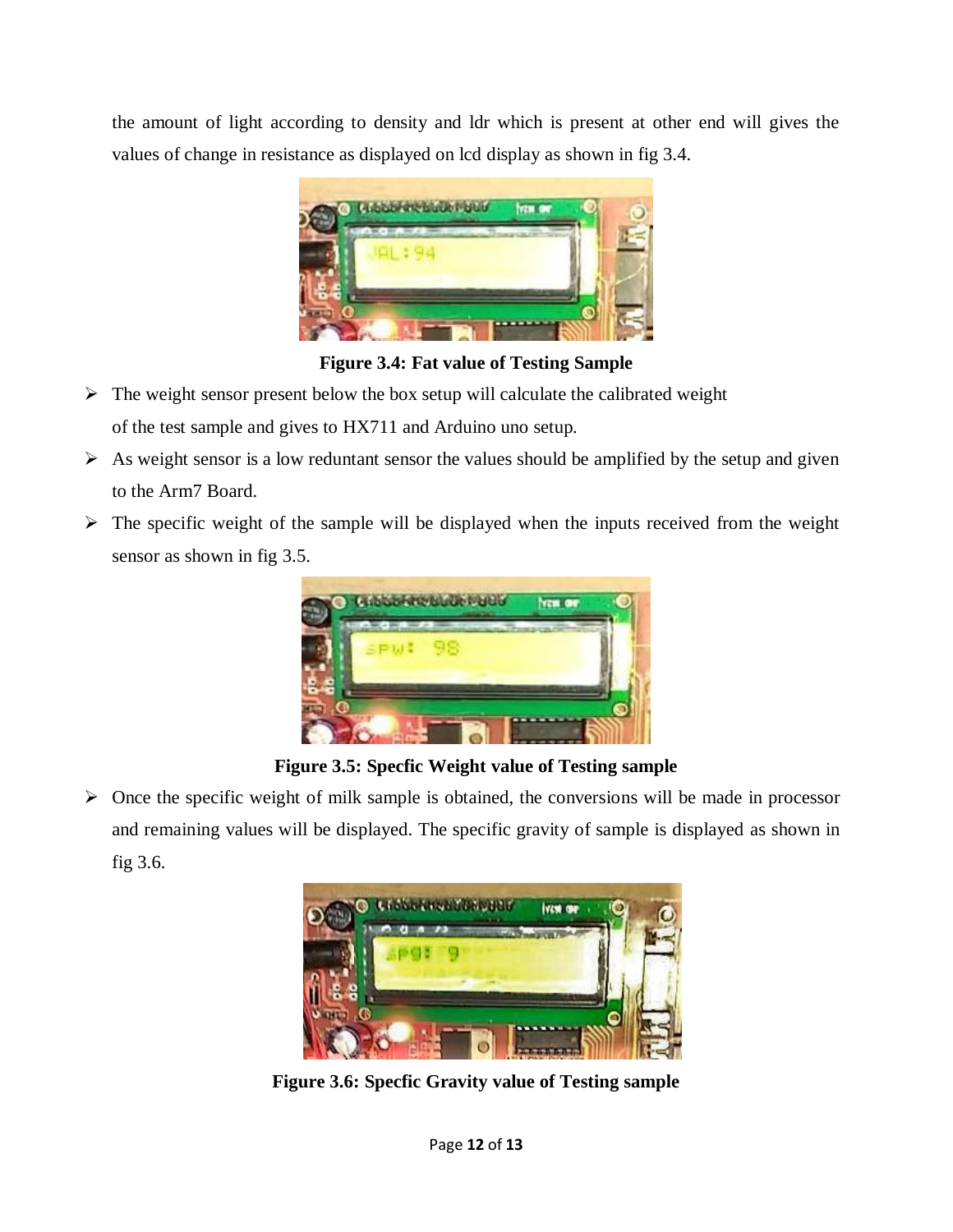the amount of light according to density and ldr which is present at other end will gives the values of change in resistance as displayed on lcd display as shown in fig 3.4.

**Figure 3.4: Fat value of Testing Sample**

- The weight sensor present below the box setup will calculate the calibrated weight of the test sample and gives to HX711 and Arduino uno setup.
- As weight sensor is a low reduntant sensor the values should be amplified by the setup and given to the Arm7 Board.
- The specific weight of the sample will be displayed when the inputs received from the weight sensor as shown in fig 3.5.

**Figure 3.5: Specfic Weight value of Testing sample**

- Once the specific weight of milk sample is obtained, the conversions will be made in processor and remaining values will be displayed. The specific gravity of sample is displayed as shown in fig 3.6.

**Figure 3.6: Specfic Gravity value of Testing sample**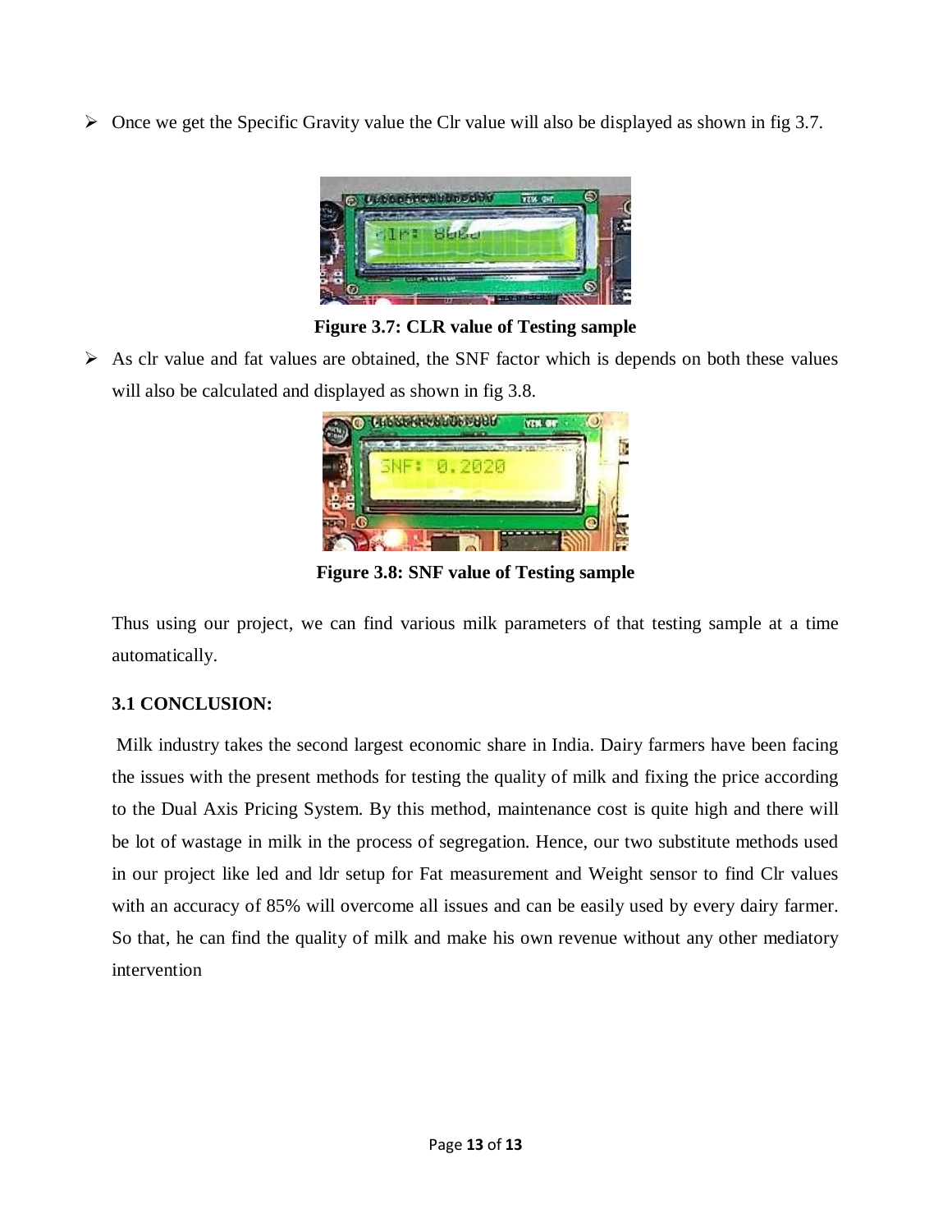- Once we get the Specific Gravity value the Clr value will also be displayed as shown in fig 3.7.

**Figure 3.7: CLR value of Testing sample**

- As clr value and fat values are obtained, the SNF factor which is depends on both these values will also be calculated and displayed as shown in fig 3.8.

**Figure 3.8: SNF value of Testing sample**

Thus using our project, we can find various milk parameters of that testing sample at a time automatically.

### 3.1 CONCLUSION:

Milk industry takes the second largest economic share in India. Dairy farmers have been facing the issues with the present methods for testing the quality of milk and fixing the price according to the Dual Axis Pricing System. By this method, maintenance cost is quite high and there will be lot of wastage in milk in the process of segregation. Hence, our two substitute methods used in our project like led and ldr setup for Fat measurement and Weight sensor to find Clr values with an accuracy of 85% will overcome all issues and can be easily used by every dairy farmer. So that, he can find the quality of milk and make his own revenue without any other mediatory intervention